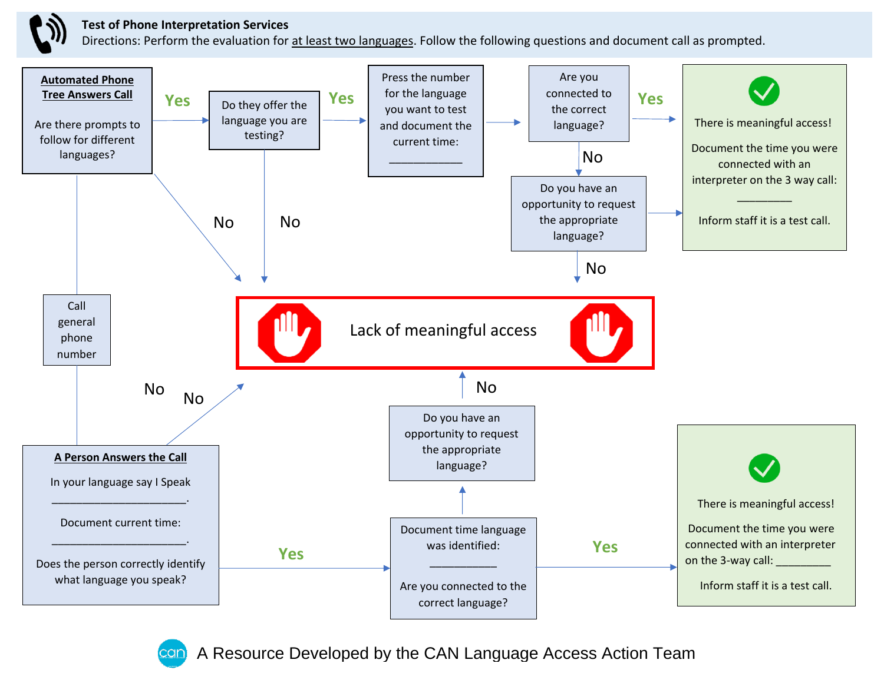# Test of Phone Interpretation Services

Directions: Perform the evaluation for at least two languages. Follow the following questions and document call as prompted.

**Automated Phone Tree Answers Call**

Are there prompts to follow for different languages?

- Yes → Do they offer the language you are testing?
  - Yes → Press the number for the language you want to test and document the current time: ____________
    → Are you connected to the correct language?
    - Yes → There is meaningful access! Document the time you were connected with an interpreter on the 3 way call: _________ Inform staff it is a test call.
    - No → Do you have an opportunity to request the appropriate language?
      - (Yes) → There is meaningful access! Document the time you were connected with an interpreter on the 3 way call: _________ Inform staff it is a test call.
      - No → Lack of meaningful access
  - No → Lack of meaningful access
- No → Lack of meaningful access

Call general phone number

**A Person Answers the Call**

In your language say I Speak ______________________.

Document current time: ______________________.

Does the person correctly identify what language you speak?

- Yes → Document time language was identified: ___________ Are you connected to the correct language?
  - Yes → There is meaningful access! Document the time you were connected with an interpreter on the 3-way call: _________ Inform staff it is a test call.
  - (No) → Do you have an opportunity to request the appropriate language?
    - No → Lack of meaningful access
- No → Lack of meaningful access

**Lack of meaningful access**

A Resource Developed by the CAN Language Access Action Team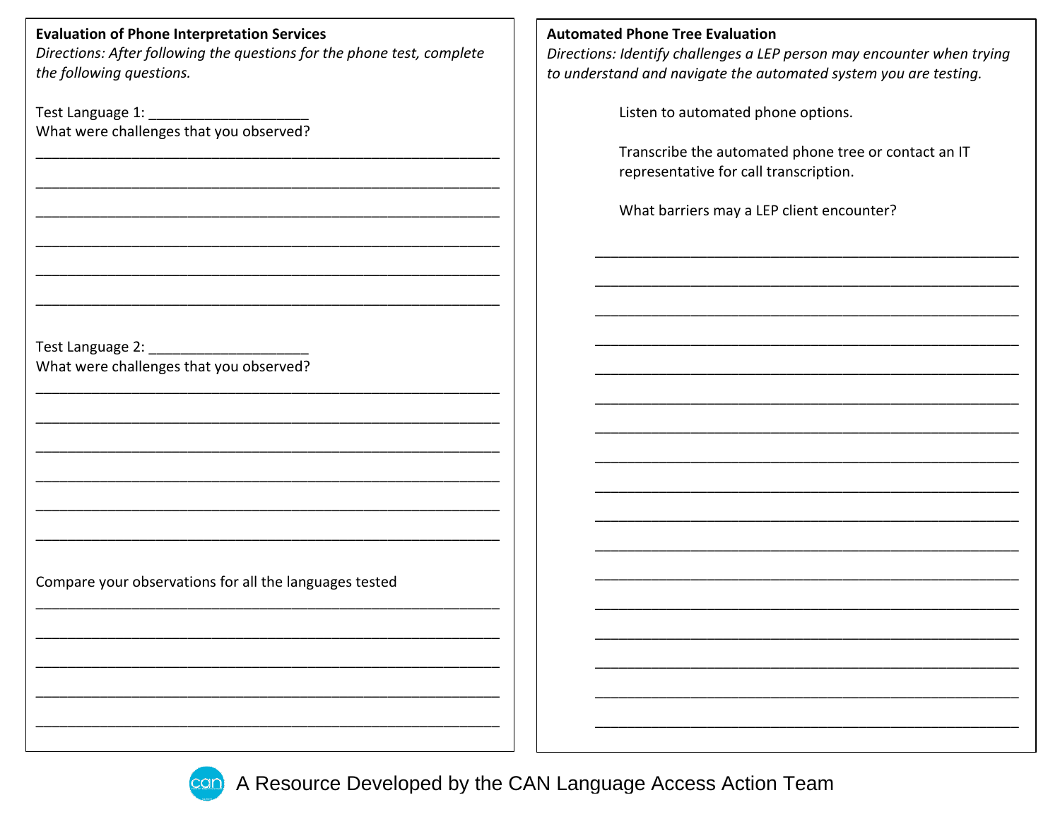**Evaluation of Phone Interpretation Services**

*Directions: After following the questions for the phone test, complete the following questions.*

Test Language 1: ____________________

What were challenges that you observed?

___________________________________________________________

___________________________________________________________

___________________________________________________________

___________________________________________________________

___________________________________________________________

___________________________________________________________

Test Language 2: ____________________

What were challenges that you observed?

___________________________________________________________

___________________________________________________________

___________________________________________________________

___________________________________________________________

___________________________________________________________

___________________________________________________________

Compare your observations for all the languages tested

___________________________________________________________

___________________________________________________________

___________________________________________________________

___________________________________________________________

___________________________________________________________

**Automated Phone Tree Evaluation**

*Directions: Identify challenges a LEP person may encounter when trying to understand and navigate the automated system you are testing.*

Listen to automated phone options.

Transcribe the automated phone tree or contact an IT representative for call transcription.

What barriers may a LEP client encounter?

___________________________________________________________

___________________________________________________________

___________________________________________________________

___________________________________________________________

___________________________________________________________

___________________________________________________________

___________________________________________________________

___________________________________________________________

___________________________________________________________

___________________________________________________________

___________________________________________________________

___________________________________________________________

___________________________________________________________

___________________________________________________________

___________________________________________________________

___________________________________________________________

___________________________________________________________

A Resource Developed by the CAN Language Access Action Team